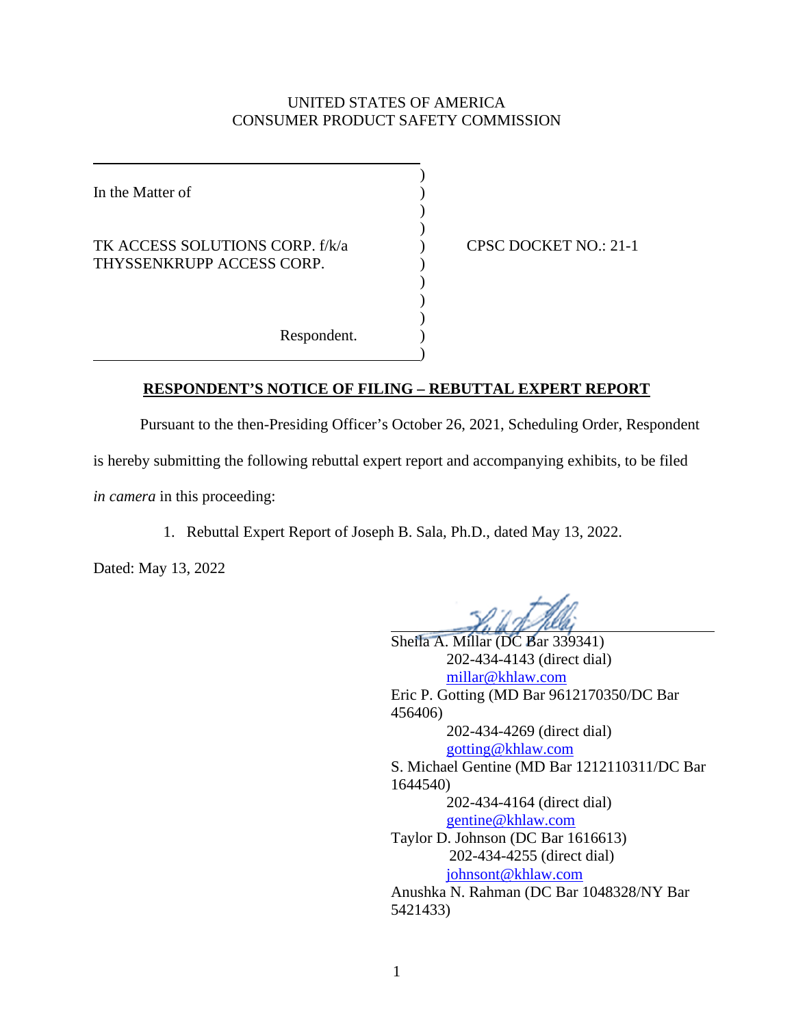UNITED STATES OF AMERICA
CONSUMER PRODUCT SAFETY COMMISSION

| | | |
|---|---|---|
| In the Matter of<br><br>TK ACCESS SOLUTIONS CORP. f/k/a THYSSENKRUPP ACCESS CORP.<br><br>Respondent. | ) | CPSC DOCKET NO.: 21-1 |

**RESPONDENT'S NOTICE OF FILING – REBUTTAL EXPERT REPORT**

Pursuant to the then-Presiding Officer's October 26, 2021, Scheduling Order, Respondent is hereby submitting the following rebuttal expert report and accompanying exhibits, to be filed *in camera* in this proceeding:

1. Rebuttal Expert Report of Joseph B. Sala, Ph.D., dated May 13, 2022.

Dated: May 13, 2022

Sheila A. Millar (DC Bar 339341)
202-434-4143 (direct dial)
millar@khlaw.com
Eric P. Gotting (MD Bar 9612170350/DC Bar 456406)
202-434-4269 (direct dial)
gotting@khlaw.com
S. Michael Gentine (MD Bar 1212110311/DC Bar 1644540)
202-434-4164 (direct dial)
gentine@khlaw.com
Taylor D. Johnson (DC Bar 1616613)
202-434-4255 (direct dial)
johnsont@khlaw.com
Anushka N. Rahman (DC Bar 1048328/NY Bar 5421433)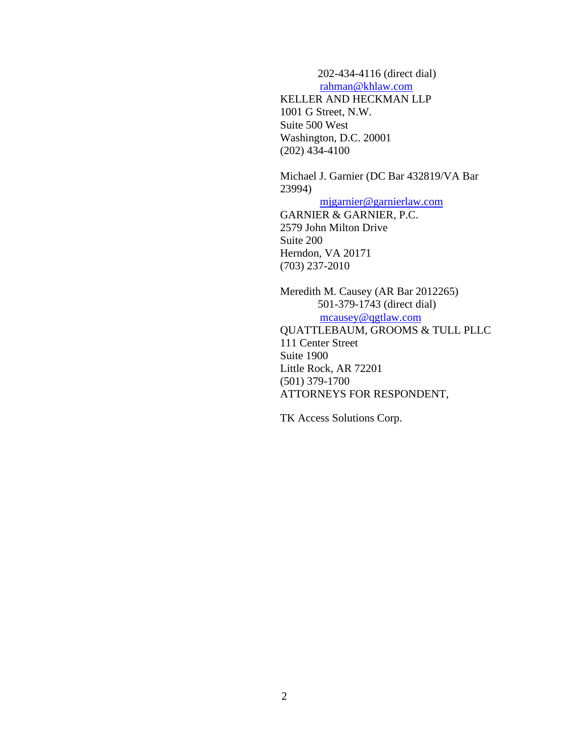202-434-4116 (direct dial)
rahman@khlaw.com
KELLER AND HECKMAN LLP
1001 G Street, N.W.
Suite 500 West
Washington, D.C. 20001
(202) 434-4100

Michael J. Garnier (DC Bar 432819/VA Bar 23994)
mjgarnier@garnierlaw.com
GARNIER & GARNIER, P.C.
2579 John Milton Drive
Suite 200
Herndon, VA 20171
(703) 237-2010

Meredith M. Causey (AR Bar 2012265)
501-379-1743 (direct dial)
mcausey@qgtlaw.com
QUATTLEBAUM, GROOMS & TULL PLLC
111 Center Street
Suite 1900
Little Rock, AR 72201
(501) 379-1700
ATTORNEYS FOR RESPONDENT,

TK Access Solutions Corp.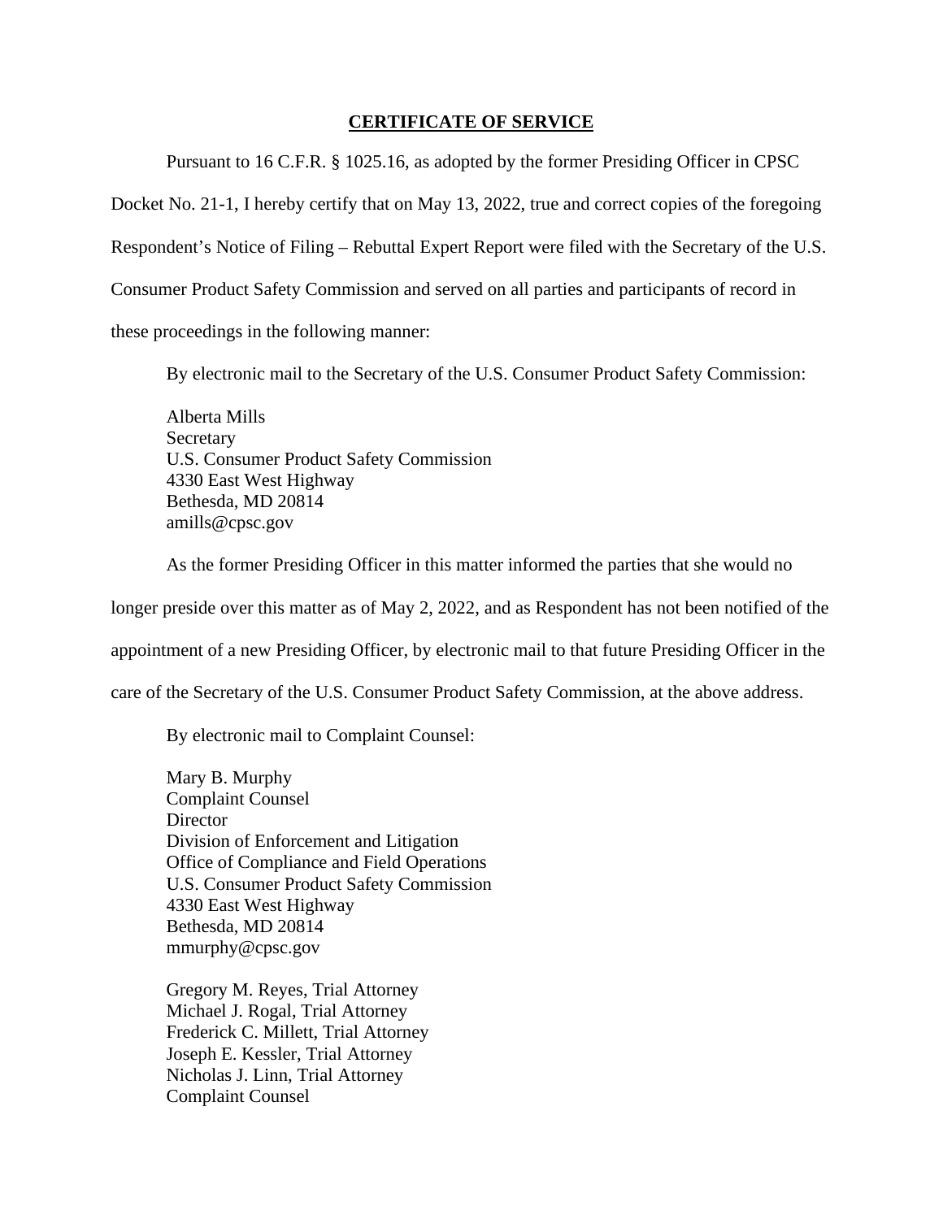## CERTIFICATE OF SERVICE

Pursuant to 16 C.F.R. § 1025.16, as adopted by the former Presiding Officer in CPSC Docket No. 21-1, I hereby certify that on May 13, 2022, true and correct copies of the foregoing Respondent's Notice of Filing – Rebuttal Expert Report were filed with the Secretary of the U.S. Consumer Product Safety Commission and served on all parties and participants of record in these proceedings in the following manner:

By electronic mail to the Secretary of the U.S. Consumer Product Safety Commission:

Alberta Mills  
Secretary  
U.S. Consumer Product Safety Commission  
4330 East West Highway  
Bethesda, MD 20814  
amills@cpsc.gov

As the former Presiding Officer in this matter informed the parties that she would no longer preside over this matter as of May 2, 2022, and as Respondent has not been notified of the appointment of a new Presiding Officer, by electronic mail to that future Presiding Officer in the care of the Secretary of the U.S. Consumer Product Safety Commission, at the above address.

By electronic mail to Complaint Counsel:

Mary B. Murphy  
Complaint Counsel  
Director  
Division of Enforcement and Litigation  
Office of Compliance and Field Operations  
U.S. Consumer Product Safety Commission  
4330 East West Highway  
Bethesda, MD 20814  
mmurphy@cpsc.gov

Gregory M. Reyes, Trial Attorney  
Michael J. Rogal, Trial Attorney  
Frederick C. Millett, Trial Attorney  
Joseph E. Kessler, Trial Attorney  
Nicholas J. Linn, Trial Attorney  
Complaint Counsel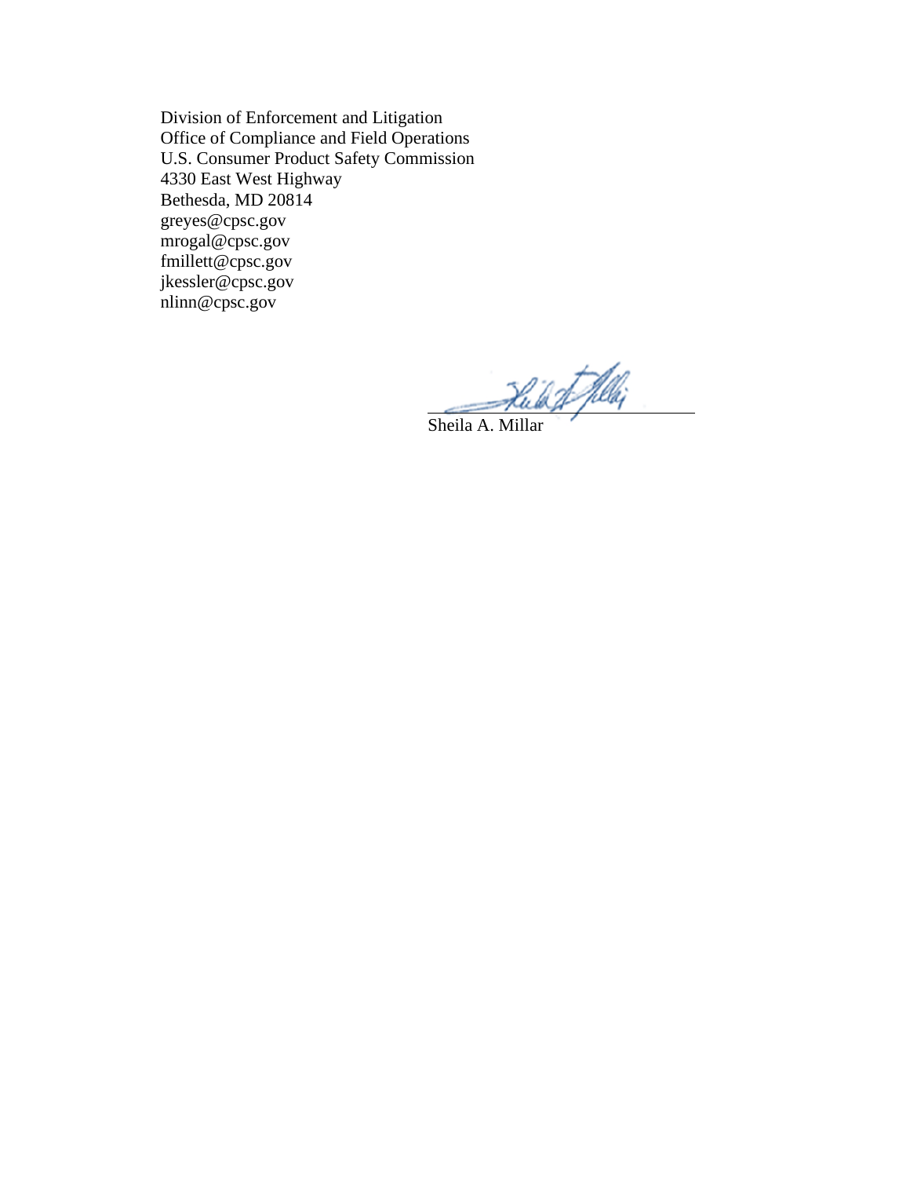Division of Enforcement and Litigation
Office of Compliance and Field Operations
U.S. Consumer Product Safety Commission
4330 East West Highway
Bethesda, MD 20814
greyes@cpsc.gov
mrogal@cpsc.gov
fmillett@cpsc.gov
jkessler@cpsc.gov
nlinn@cpsc.gov

\_\_\_\_\_\_\_\_\_\_\_\_\_\_\_\_\_\_\_\_\_\_\_\_\_\_\_\_\_\_
Sheila A. Millar